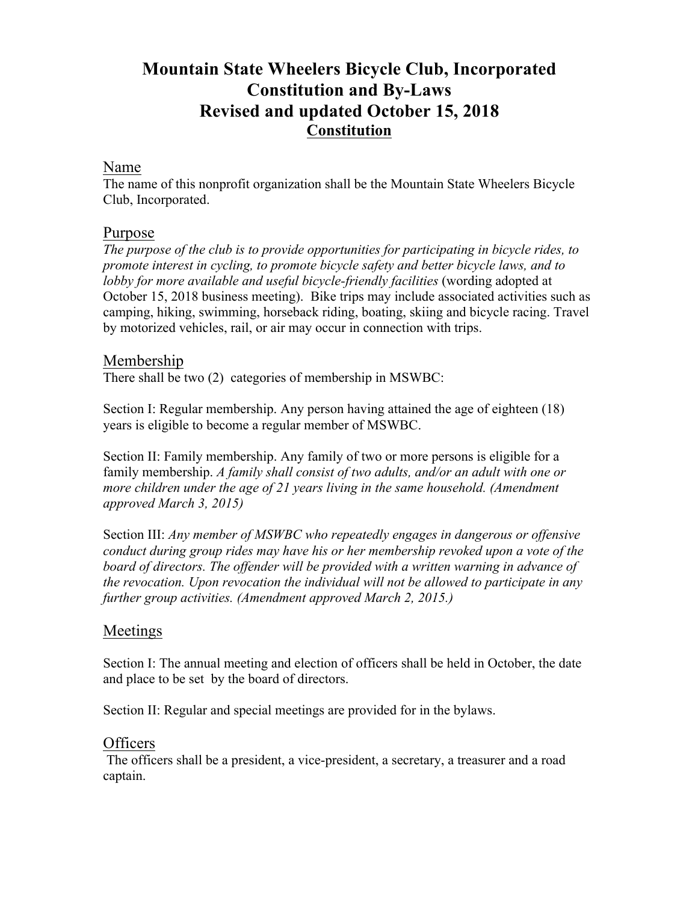# Mountain State Wheelers Bicycle Club, Incorporated
# Constitution and By-Laws
# Revised and updated October 15, 2018
## Constitution

### Name

The name of this nonprofit organization shall be the Mountain State Wheelers Bicycle Club, Incorporated.

### Purpose

*The purpose of the club is to provide opportunities for participating in bicycle rides, to promote interest in cycling, to promote bicycle safety and better bicycle laws, and to lobby for more available and useful bicycle-friendly facilities* (wording adopted at October 15, 2018 business meeting). Bike trips may include associated activities such as camping, hiking, swimming, horseback riding, boating, skiing and bicycle racing. Travel by motorized vehicles, rail, or air may occur in connection with trips.

### Membership

There shall be two (2) categories of membership in MSWBC:

Section I: Regular membership. Any person having attained the age of eighteen (18) years is eligible to become a regular member of MSWBC.

Section II: Family membership. Any family of two or more persons is eligible for a family membership. *A family shall consist of two adults, and/or an adult with one or more children under the age of 21 years living in the same household. (Amendment approved March 3, 2015)*

Section III: *Any member of MSWBC who repeatedly engages in dangerous or offensive conduct during group rides may have his or her membership revoked upon a vote of the board of directors. The offender will be provided with a written warning in advance of the revocation. Upon revocation the individual will not be allowed to participate in any further group activities. (Amendment approved March 2, 2015.)*

### Meetings

Section I: The annual meeting and election of officers shall be held in October, the date and place to be set by the board of directors.

Section II: Regular and special meetings are provided for in the bylaws.

### Officers

The officers shall be a president, a vice-president, a secretary, a treasurer and a road captain.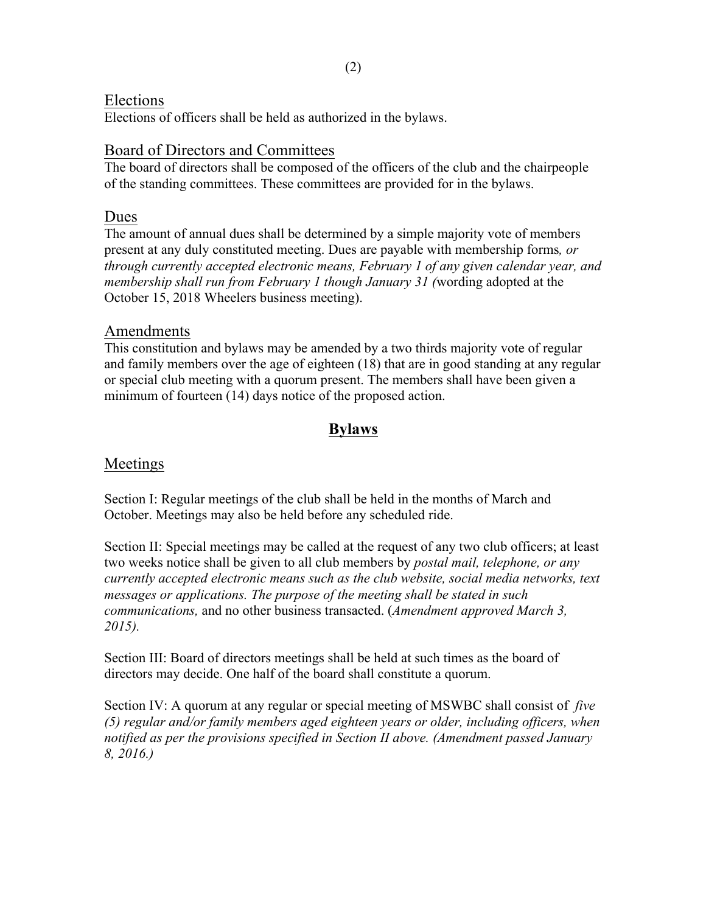## Elections

Elections of officers shall be held as authorized in the bylaws.

## Board of Directors and Committees

The board of directors shall be composed of the officers of the club and the chairpeople of the standing committees. These committees are provided for in the bylaws.

## Dues

The amount of annual dues shall be determined by a simple majority vote of members present at any duly constituted meeting. Dues are payable with membership forms*, or through currently accepted electronic means, February 1 of any given calendar year, and membership shall run from February 1 though January 31 (*wording adopted at the October 15, 2018 Wheelers business meeting).

## Amendments

This constitution and bylaws may be amended by a two thirds majority vote of regular and family members over the age of eighteen (18) that are in good standing at any regular or special club meeting with a quorum present. The members shall have been given a minimum of fourteen (14) days notice of the proposed action.

# Bylaws

## Meetings

Section I: Regular meetings of the club shall be held in the months of March and October. Meetings may also be held before any scheduled ride.

Section II: Special meetings may be called at the request of any two club officers; at least two weeks notice shall be given to all club members by *postal mail, telephone, or any currently accepted electronic means such as the club website, social media networks, text messages or applications. The purpose of the meeting shall be stated in such communications,* and no other business transacted. (*Amendment approved March 3, 2015).*

Section III: Board of directors meetings shall be held at such times as the board of directors may decide. One half of the board shall constitute a quorum.

Section IV: A quorum at any regular or special meeting of MSWBC shall consist of *five (5) regular and/or family members aged eighteen years or older, including officers, when notified as per the provisions specified in Section II above. (Amendment passed January 8, 2016.)*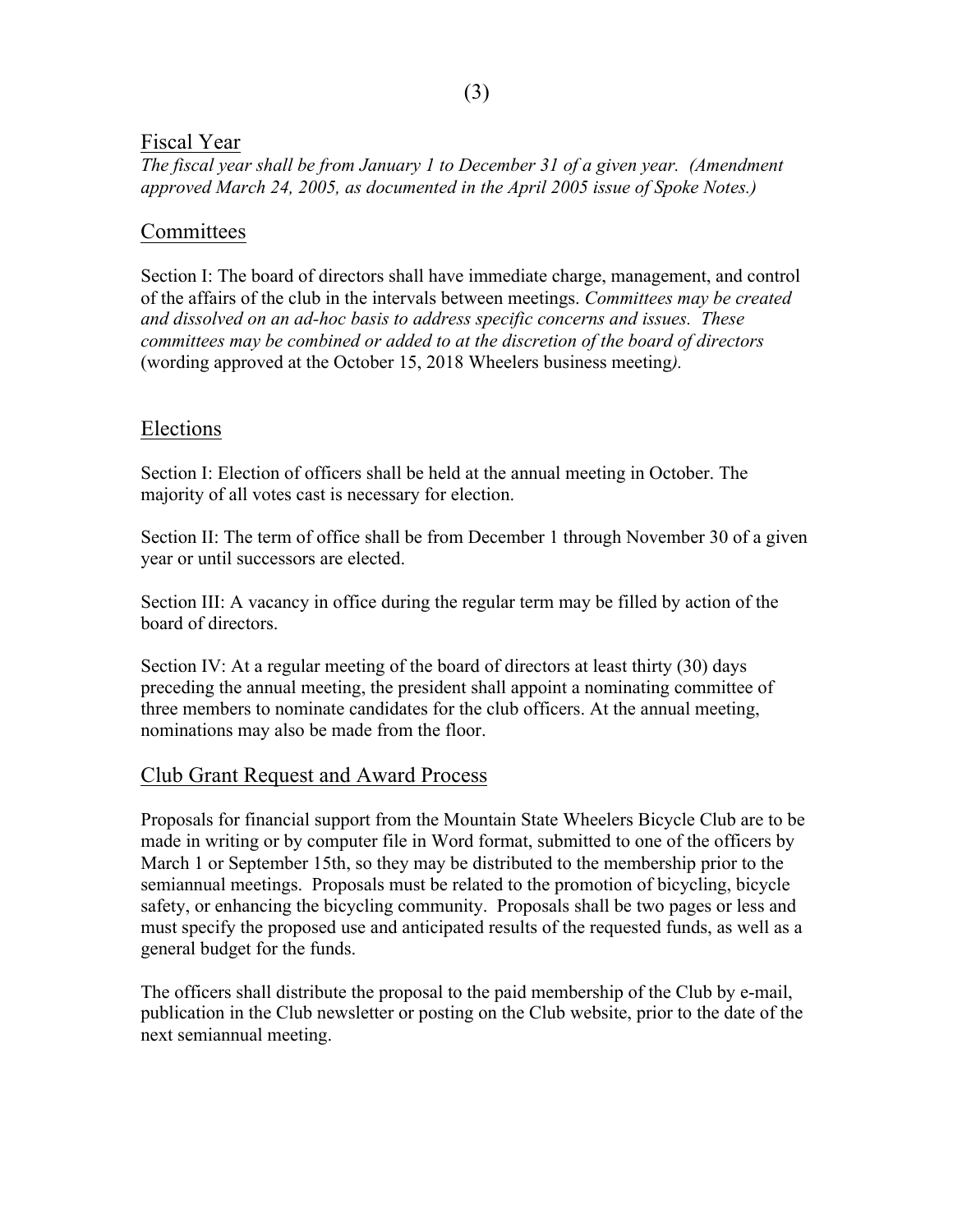## Fiscal Year

*The fiscal year shall be from January 1 to December 31 of a given year. (Amendment approved March 24, 2005, as documented in the April 2005 issue of Spoke Notes.)*

## Committees

Section I: The board of directors shall have immediate charge, management, and control of the affairs of the club in the intervals between meetings. *Committees may be created and dissolved on an ad-hoc basis to address specific concerns and issues. These committees may be combined or added to at the discretion of the board of directors* (wording approved at the October 15, 2018 Wheelers business meeting*).*

## Elections

Section I: Election of officers shall be held at the annual meeting in October. The majority of all votes cast is necessary for election.

Section II: The term of office shall be from December 1 through November 30 of a given year or until successors are elected.

Section III: A vacancy in office during the regular term may be filled by action of the board of directors.

Section IV: At a regular meeting of the board of directors at least thirty (30) days preceding the annual meeting, the president shall appoint a nominating committee of three members to nominate candidates for the club officers. At the annual meeting, nominations may also be made from the floor.

## Club Grant Request and Award Process

Proposals for financial support from the Mountain State Wheelers Bicycle Club are to be made in writing or by computer file in Word format, submitted to one of the officers by March 1 or September 15th, so they may be distributed to the membership prior to the semiannual meetings. Proposals must be related to the promotion of bicycling, bicycle safety, or enhancing the bicycling community. Proposals shall be two pages or less and must specify the proposed use and anticipated results of the requested funds, as well as a general budget for the funds.

The officers shall distribute the proposal to the paid membership of the Club by e-mail, publication in the Club newsletter or posting on the Club website, prior to the date of the next semiannual meeting.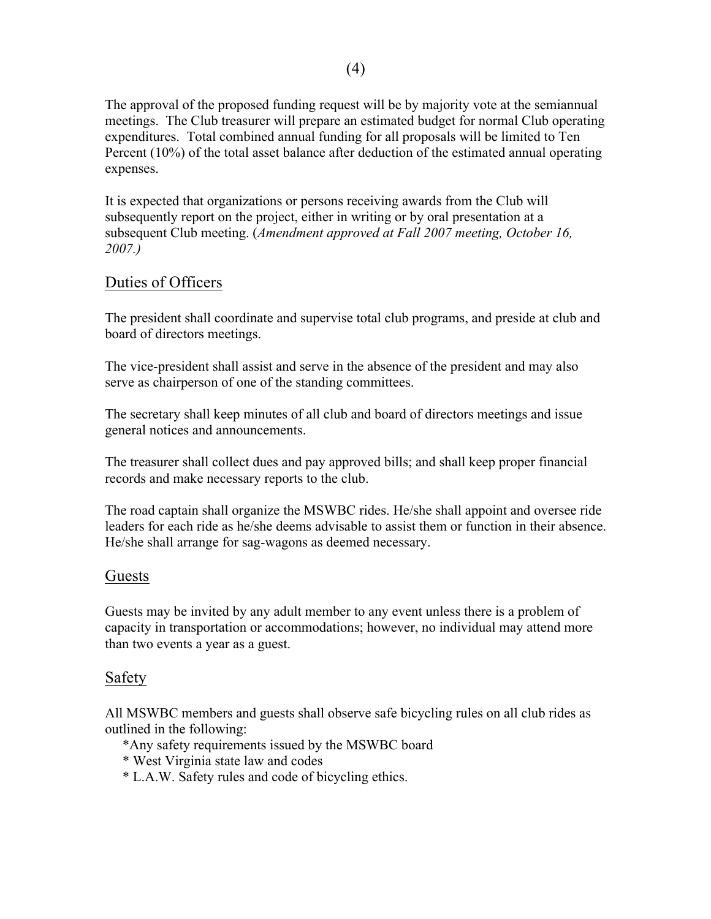The approval of the proposed funding request will be by majority vote at the semiannual meetings. The Club treasurer will prepare an estimated budget for normal Club operating expenditures. Total combined annual funding for all proposals will be limited to Ten Percent (10%) of the total asset balance after deduction of the estimated annual operating expenses.

It is expected that organizations or persons receiving awards from the Club will subsequently report on the project, either in writing or by oral presentation at a subsequent Club meeting. (*Amendment approved at Fall 2007 meeting, October 16, 2007.)*

## Duties of Officers

The president shall coordinate and supervise total club programs, and preside at club and board of directors meetings.

The vice-president shall assist and serve in the absence of the president and may also serve as chairperson of one of the standing committees.

The secretary shall keep minutes of all club and board of directors meetings and issue general notices and announcements.

The treasurer shall collect dues and pay approved bills; and shall keep proper financial records and make necessary reports to the club.

The road captain shall organize the MSWBC rides. He/she shall appoint and oversee ride leaders for each ride as he/she deems advisable to assist them or function in their absence. He/she shall arrange for sag-wagons as deemed necessary.

## Guests

Guests may be invited by any adult member to any event unless there is a problem of capacity in transportation or accommodations; however, no individual may attend more than two events a year as a guest.

## Safety

All MSWBC members and guests shall observe safe bicycling rules on all club rides as outlined in the following:

- Any safety requirements issued by the MSWBC board
- West Virginia state law and codes
- L.A.W. Safety rules and code of bicycling ethics.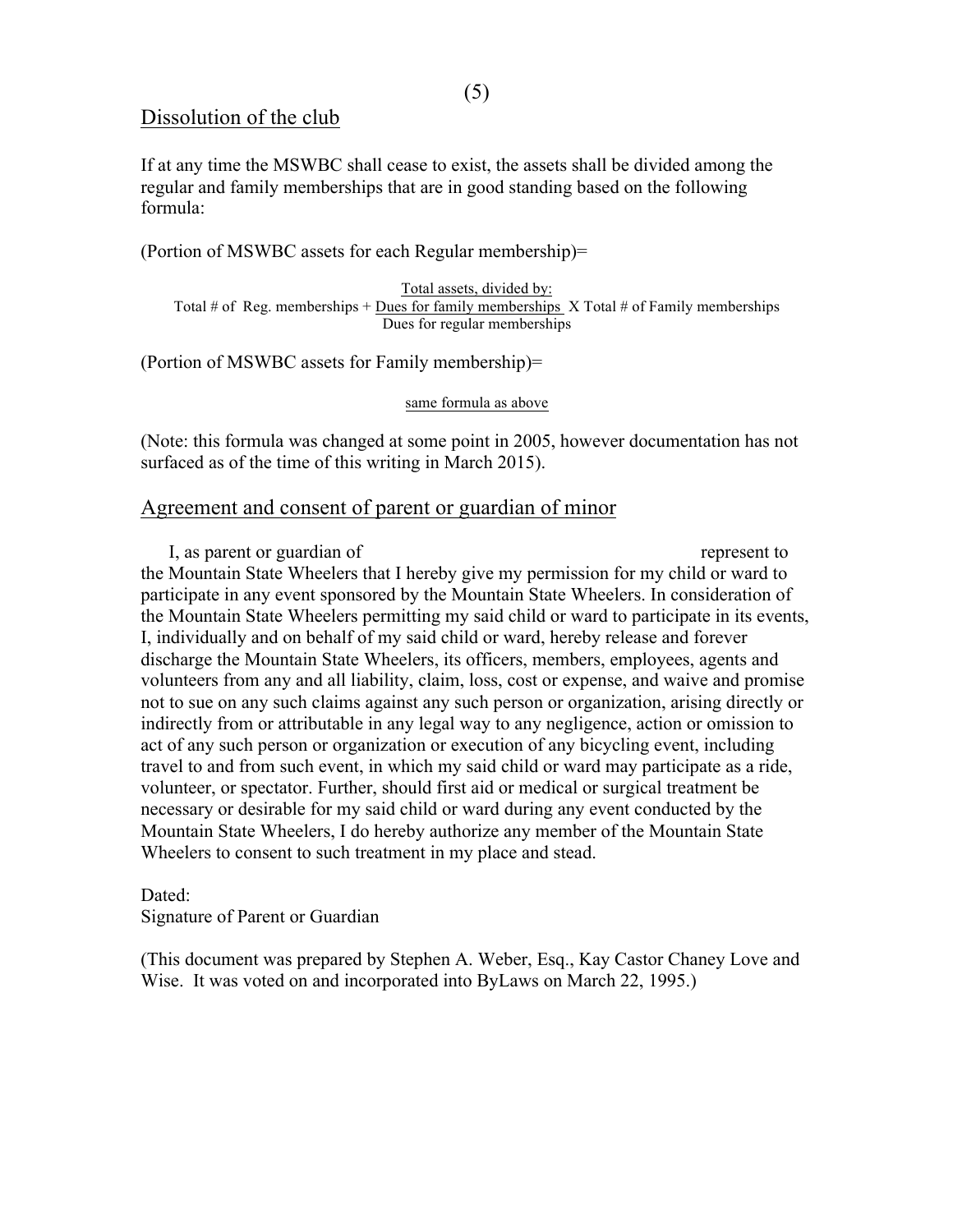## Dissolution of the club

If at any time the MSWBC shall cease to exist, the assets shall be divided among the regular and family memberships that are in good standing based on the following formula:

(Portion of MSWBC assets for each Regular membership)=

$$\frac{\text{Total assets, divided by:}}{\text{Total \# of Reg. memberships} + \dfrac{\text{Dues for family memberships}}{\text{Dues for regular memberships}} \times \text{Total \# of Family memberships}}$$

(Portion of MSWBC assets for Family membership)=

same formula as above

(Note: this formula was changed at some point in 2005, however documentation has not surfaced as of the time of this writing in March 2015).

## Agreement and consent of parent or guardian of minor

I, as parent or guardian of represent to the Mountain State Wheelers that I hereby give my permission for my child or ward to participate in any event sponsored by the Mountain State Wheelers. In consideration of the Mountain State Wheelers permitting my said child or ward to participate in its events, I, individually and on behalf of my said child or ward, hereby release and forever discharge the Mountain State Wheelers, its officers, members, employees, agents and volunteers from any and all liability, claim, loss, cost or expense, and waive and promise not to sue on any such claims against any such person or organization, arising directly or indirectly from or attributable in any legal way to any negligence, action or omission to act of any such person or organization or execution of any bicycling event, including travel to and from such event, in which my said child or ward may participate as a ride, volunteer, or spectator. Further, should first aid or medical or surgical treatment be necessary or desirable for my said child or ward during any event conducted by the Mountain State Wheelers, I do hereby authorize any member of the Mountain State Wheelers to consent to such treatment in my place and stead.

Dated:
Signature of Parent or Guardian

(This document was prepared by Stephen A. Weber, Esq., Kay Castor Chaney Love and Wise. It was voted on and incorporated into ByLaws on March 22, 1995.)